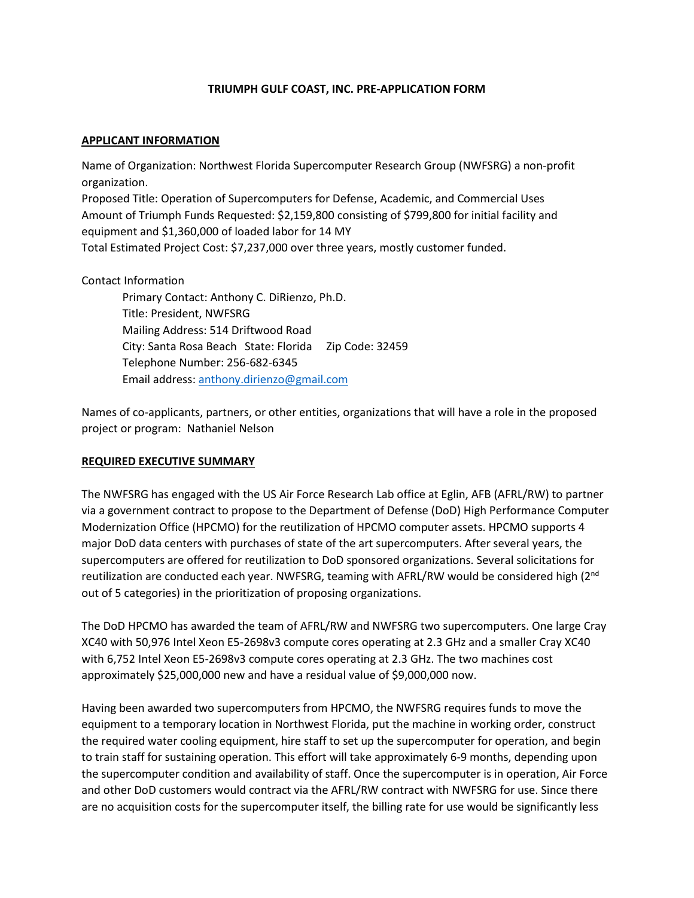**TRIUMPH GULF COAST, INC. PRE-APPLICATION FORM**

**APPLICANT INFORMATION**

Name of Organization: Northwest Florida Supercomputer Research Group (NWFSRG) a non-profit organization.
Proposed Title: Operation of Supercomputers for Defense, Academic, and Commercial Uses
Amount of Triumph Funds Requested: $2,159,800 consisting of $799,800 for initial facility and equipment and $1,360,000 of loaded labor for 14 MY
Total Estimated Project Cost: $7,237,000 over three years, mostly customer funded.

Contact Information

Primary Contact: Anthony C. DiRienzo, Ph.D.
Title: President, NWFSRG
Mailing Address: 514 Driftwood Road
City: Santa Rosa Beach State: Florida Zip Code: 32459
Telephone Number: 256-682-6345
Email address: anthony.dirienzo@gmail.com

Names of co-applicants, partners, or other entities, organizations that will have a role in the proposed project or program: Nathaniel Nelson

**REQUIRED EXECUTIVE SUMMARY**

The NWFSRG has engaged with the US Air Force Research Lab office at Eglin, AFB (AFRL/RW) to partner via a government contract to propose to the Department of Defense (DoD) High Performance Computer Modernization Office (HPCMO) for the reutilization of HPCMO computer assets. HPCMO supports 4 major DoD data centers with purchases of state of the art supercomputers. After several years, the supercomputers are offered for reutilization to DoD sponsored organizations. Several solicitations for reutilization are conducted each year. NWFSRG, teaming with AFRL/RW would be considered high (2nd out of 5 categories) in the prioritization of proposing organizations.

The DoD HPCMO has awarded the team of AFRL/RW and NWFSRG two supercomputers. One large Cray XC40 with 50,976 Intel Xeon E5-2698v3 compute cores operating at 2.3 GHz and a smaller Cray XC40 with 6,752 Intel Xeon E5-2698v3 compute cores operating at 2.3 GHz. The two machines cost approximately $25,000,000 new and have a residual value of $9,000,000 now.

Having been awarded two supercomputers from HPCMO, the NWFSRG requires funds to move the equipment to a temporary location in Northwest Florida, put the machine in working order, construct the required water cooling equipment, hire staff to set up the supercomputer for operation, and begin to train staff for sustaining operation. This effort will take approximately 6-9 months, depending upon the supercomputer condition and availability of staff. Once the supercomputer is in operation, Air Force and other DoD customers would contract via the AFRL/RW contract with NWFSRG for use. Since there are no acquisition costs for the supercomputer itself, the billing rate for use would be significantly less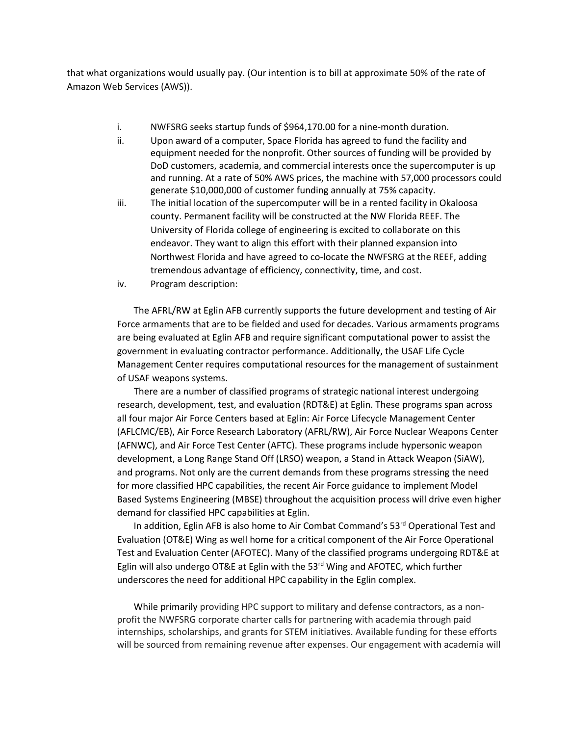that what organizations would usually pay. (Our intention is to bill at approximate 50% of the rate of Amazon Web Services (AWS)).

i. NWFSRG seeks startup funds of $964,170.00 for a nine-month duration.

ii. Upon award of a computer, Space Florida has agreed to fund the facility and equipment needed for the nonprofit. Other sources of funding will be provided by DoD customers, academia, and commercial interests once the supercomputer is up and running. At a rate of 50% AWS prices, the machine with 57,000 processors could generate $10,000,000 of customer funding annually at 75% capacity.

iii. The initial location of the supercomputer will be in a rented facility in Okaloosa county. Permanent facility will be constructed at the NW Florida REEF. The University of Florida college of engineering is excited to collaborate on this endeavor. They want to align this effort with their planned expansion into Northwest Florida and have agreed to co-locate the NWFSRG at the REEF, adding tremendous advantage of efficiency, connectivity, time, and cost.

iv. Program description:

The AFRL/RW at Eglin AFB currently supports the future development and testing of Air Force armaments that are to be fielded and used for decades. Various armaments programs are being evaluated at Eglin AFB and require significant computational power to assist the government in evaluating contractor performance. Additionally, the USAF Life Cycle Management Center requires computational resources for the management of sustainment of USAF weapons systems.

There are a number of classified programs of strategic national interest undergoing research, development, test, and evaluation (RDT&E) at Eglin. These programs span across all four major Air Force Centers based at Eglin: Air Force Lifecycle Management Center (AFLCMC/EB), Air Force Research Laboratory (AFRL/RW), Air Force Nuclear Weapons Center (AFNWC), and Air Force Test Center (AFTC). These programs include hypersonic weapon development, a Long Range Stand Off (LRSO) weapon, a Stand in Attack Weapon (SiAW), and programs. Not only are the current demands from these programs stressing the need for more classified HPC capabilities, the recent Air Force guidance to implement Model Based Systems Engineering (MBSE) throughout the acquisition process will drive even higher demand for classified HPC capabilities at Eglin.

In addition, Eglin AFB is also home to Air Combat Command's 53rd Operational Test and Evaluation (OT&E) Wing as well home for a critical component of the Air Force Operational Test and Evaluation Center (AFOTEC). Many of the classified programs undergoing RDT&E at Eglin will also undergo OT&E at Eglin with the 53rd Wing and AFOTEC, which further underscores the need for additional HPC capability in the Eglin complex.

While primarily providing HPC support to military and defense contractors, as a non-profit the NWFSRG corporate charter calls for partnering with academia through paid internships, scholarships, and grants for STEM initiatives. Available funding for these efforts will be sourced from remaining revenue after expenses. Our engagement with academia will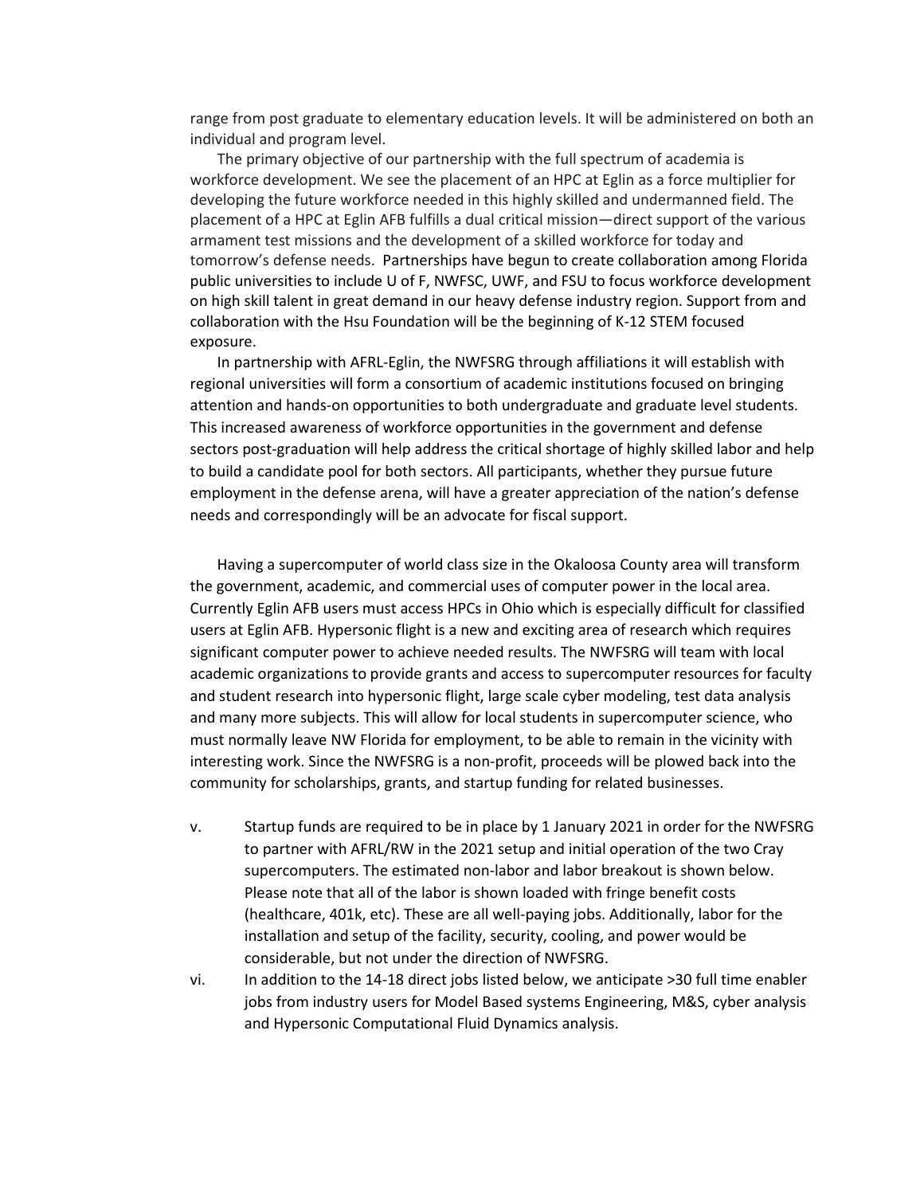range from post graduate to elementary education levels. It will be administered on both an individual and program level.

The primary objective of our partnership with the full spectrum of academia is workforce development. We see the placement of an HPC at Eglin as a force multiplier for developing the future workforce needed in this highly skilled and undermanned field. The placement of a HPC at Eglin AFB fulfills a dual critical mission—direct support of the various armament test missions and the development of a skilled workforce for today and tomorrow's defense needs. Partnerships have begun to create collaboration among Florida public universities to include U of F, NWFSC, UWF, and FSU to focus workforce development on high skill talent in great demand in our heavy defense industry region. Support from and collaboration with the Hsu Foundation will be the beginning of K-12 STEM focused exposure.

In partnership with AFRL-Eglin, the NWFSRG through affiliations it will establish with regional universities will form a consortium of academic institutions focused on bringing attention and hands-on opportunities to both undergraduate and graduate level students. This increased awareness of workforce opportunities in the government and defense sectors post-graduation will help address the critical shortage of highly skilled labor and help to build a candidate pool for both sectors. All participants, whether they pursue future employment in the defense arena, will have a greater appreciation of the nation's defense needs and correspondingly will be an advocate for fiscal support.

Having a supercomputer of world class size in the Okaloosa County area will transform the government, academic, and commercial uses of computer power in the local area. Currently Eglin AFB users must access HPCs in Ohio which is especially difficult for classified users at Eglin AFB. Hypersonic flight is a new and exciting area of research which requires significant computer power to achieve needed results. The NWFSRG will team with local academic organizations to provide grants and access to supercomputer resources for faculty and student research into hypersonic flight, large scale cyber modeling, test data analysis and many more subjects. This will allow for local students in supercomputer science, who must normally leave NW Florida for employment, to be able to remain in the vicinity with interesting work. Since the NWFSRG is a non-profit, proceeds will be plowed back into the community for scholarships, grants, and startup funding for related businesses.

v. Startup funds are required to be in place by 1 January 2021 in order for the NWFSRG to partner with AFRL/RW in the 2021 setup and initial operation of the two Cray supercomputers. The estimated non-labor and labor breakout is shown below. Please note that all of the labor is shown loaded with fringe benefit costs (healthcare, 401k, etc). These are all well-paying jobs. Additionally, labor for the installation and setup of the facility, security, cooling, and power would be considerable, but not under the direction of NWFSRG.

vi. In addition to the 14-18 direct jobs listed below, we anticipate >30 full time enabler jobs from industry users for Model Based systems Engineering, M&S, cyber analysis and Hypersonic Computational Fluid Dynamics analysis.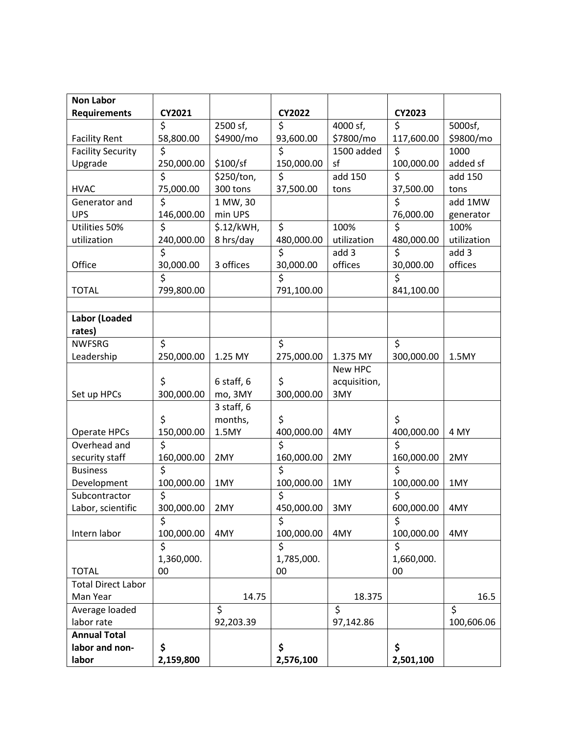| **Non Labor Requirements** | **CY2021** | | **CY2022** | | **CY2023** | |
|---|---|---|---|---|---|---|
| Facility Rent | $ 58,800.00 | 2500 sf, $4900/mo | $ 93,600.00 | 4000 sf, $7800/mo | $ 117,600.00 | 5000sf, $9800/mo |
| Facility Security Upgrade | $ 250,000.00 | $100/sf | $ 150,000.00 | 1500 added sf | $ 100,000.00 | 1000 added sf |
| HVAC | $ 75,000.00 | $250/ton, 300 tons | $ 37,500.00 | add 150 tons | $ 37,500.00 | add 150 tons |
| Generator and UPS | $ 146,000.00 | 1 MW, 30 min UPS | | | $ 76,000.00 | add 1MW generator |
| Utilities 50% utilization | $ 240,000.00 | $.12/kWH, 8 hrs/day | $ 480,000.00 | 100% utilization | $ 480,000.00 | 100% utilization |
| Office | $ 30,000.00 | 3 offices | $ 30,000.00 | add 3 offices | $ 30,000.00 | add 3 offices |
| TOTAL | $ 799,800.00 | | $ 791,100.00 | | $ 841,100.00 | |
| | | | | | | |
| **Labor (Loaded rates)** | | | | | | |
| NWFSRG Leadership | $ 250,000.00 | 1.25 MY | $ 275,000.00 | 1.375 MY | $ 300,000.00 | 1.5MY |
| Set up HPCs | $ 300,000.00 | 6 staff, 6 mo, 3MY | $ 300,000.00 | New HPC acquisition, 3MY | | |
| Operate HPCs | $ 150,000.00 | 3 staff, 6 months, 1.5MY | $ 400,000.00 | 4MY | $ 400,000.00 | 4 MY |
| Overhead and security staff | $ 160,000.00 | 2MY | $ 160,000.00 | 2MY | $ 160,000.00 | 2MY |
| Business Development | $ 100,000.00 | 1MY | $ 100,000.00 | 1MY | $ 100,000.00 | 1MY |
| Subcontractor Labor, scientific | $ 300,000.00 | 2MY | $ 450,000.00 | 3MY | $ 600,000.00 | 4MY |
| Intern labor | $ 100,000.00 | 4MY | $ 100,000.00 | 4MY | $ 100,000.00 | 4MY |
| TOTAL | $ 1,360,000.00 | | $ 1,785,000.00 | | $ 1,660,000.00 | |
| Total Direct Labor Man Year | | 14.75 | | 18.375 | | 16.5 |
| Average loaded labor rate | | $ 92,203.39 | | $ 97,142.86 | | $ 100,606.06 |
| **Annual Total labor and non-labor** | **$ 2,159,800** | | **$ 2,576,100** | | **$ 2,501,100** | |